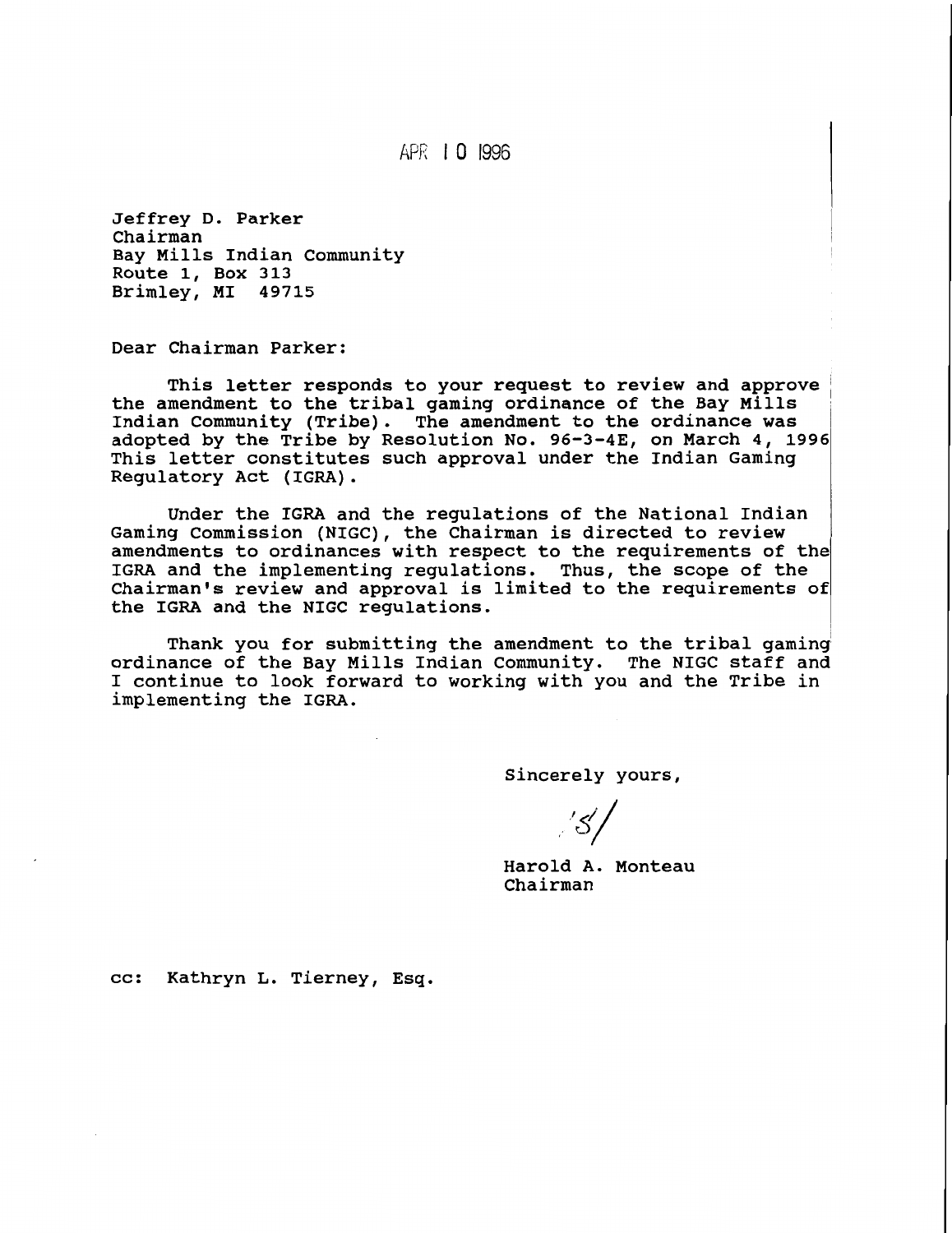APR 10 1996

Jeffrey D. Parker
Chairman
Bay Mills Indian Community
Route 1, Box 313
Brimley, MI 49715

Dear Chairman Parker:

This letter responds to your request to review and approve the amendment to the tribal gaming ordinance of the Bay Mills Indian Community (Tribe). The amendment to the ordinance was adopted by the Tribe by Resolution No. 96-3-4E, on March 4, 1996 This letter constitutes such approval under the Indian Gaming Regulatory Act (IGRA).

Under the IGRA and the regulations of the National Indian Gaming Commission (NIGC), the Chairman is directed to review amendments to ordinances with respect to the requirements of the IGRA and the implementing regulations. Thus, the scope of the Chairman's review and approval is limited to the requirements of the IGRA and the NIGC regulations.

Thank you for submitting the amendment to the tribal gaming ordinance of the Bay Mills Indian Community. The NIGC staff and I continue to look forward to working with you and the Tribe in implementing the IGRA.

Sincerely yours,

/s/

Harold A. Monteau
Chairman

cc: Kathryn L. Tierney, Esq.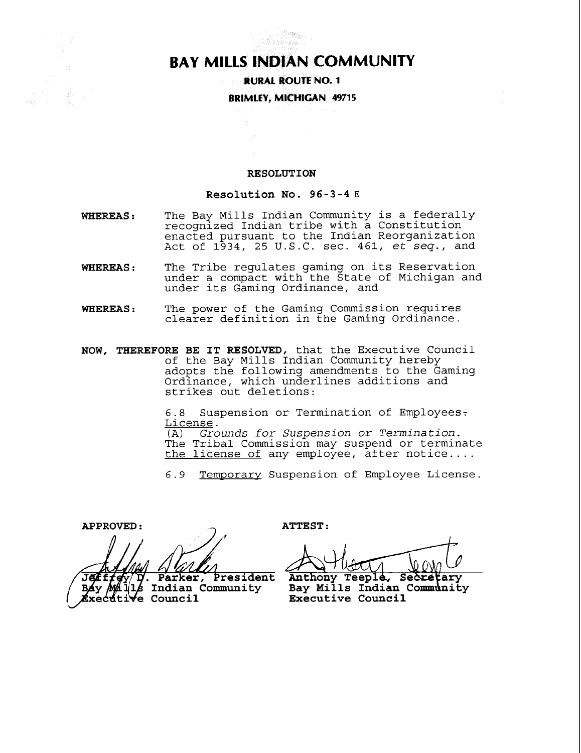# BAY MILLS INDIAN COMMUNITY

**RURAL ROUTE NO. 1**

**BRIMLEY, MICHIGAN 49715**

**RESOLUTION**

**Resolution No. 96-3-4 E**

**WHEREAS:** The Bay Mills Indian Community is a federally recognized Indian tribe with a Constitution enacted pursuant to the Indian Reorganization Act of 1934, 25 U.S.C. sec. 461, *et seq.*, and

**WHEREAS:** The Tribe regulates gaming on its Reservation under a compact with the State of Michigan and under its Gaming Ordinance, and

**WHEREAS:** The power of the Gaming Commission requires clearer definition in the Gaming Ordinance.

**NOW, THEREFORE BE IT RESOLVED,** that the Executive Council of the Bay Mills Indian Community hereby adopts the following amendments to the Gaming Ordinance, which underlines additions and strikes out deletions:

6.8 Suspension or Termination of Employees~~.~~ <u>License</u>.
(A) *Grounds for Suspension or Termination.* The Tribal Commission may suspend or terminate <u>the license of</u> any employee, after notice....

6.9 <u>Temporary</u> Suspension of Employee License.

**APPROVED:**

Jeffrey D. Parker, President
Bay Mills Indian Community
Executive Council

**ATTEST:**

Anthony Teeple, Secretary
Bay Mills Indian Community
Executive Council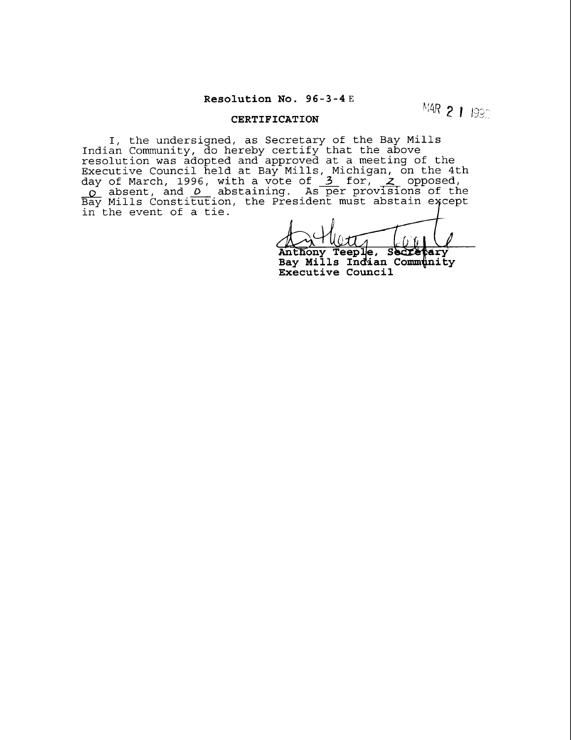**Resolution No. 96-3-4 E**

MAR 21 1996

**CERTIFICATION**

I, the undersigned, as Secretary of the Bay Mills Indian Community, do hereby certify that the above resolution was adopted and approved at a meeting of the Executive Council held at Bay Mills, Michigan, on the 4th day of March, 1996, with a vote of 3 for, 2 opposed, 0 absent, and 0 abstaining. As per provisions of the Bay Mills Constitution, the President must abstain except in the event of a tie.

**Anthony Teeple, Secretary**
**Bay Mills Indian Community**
**Executive Council**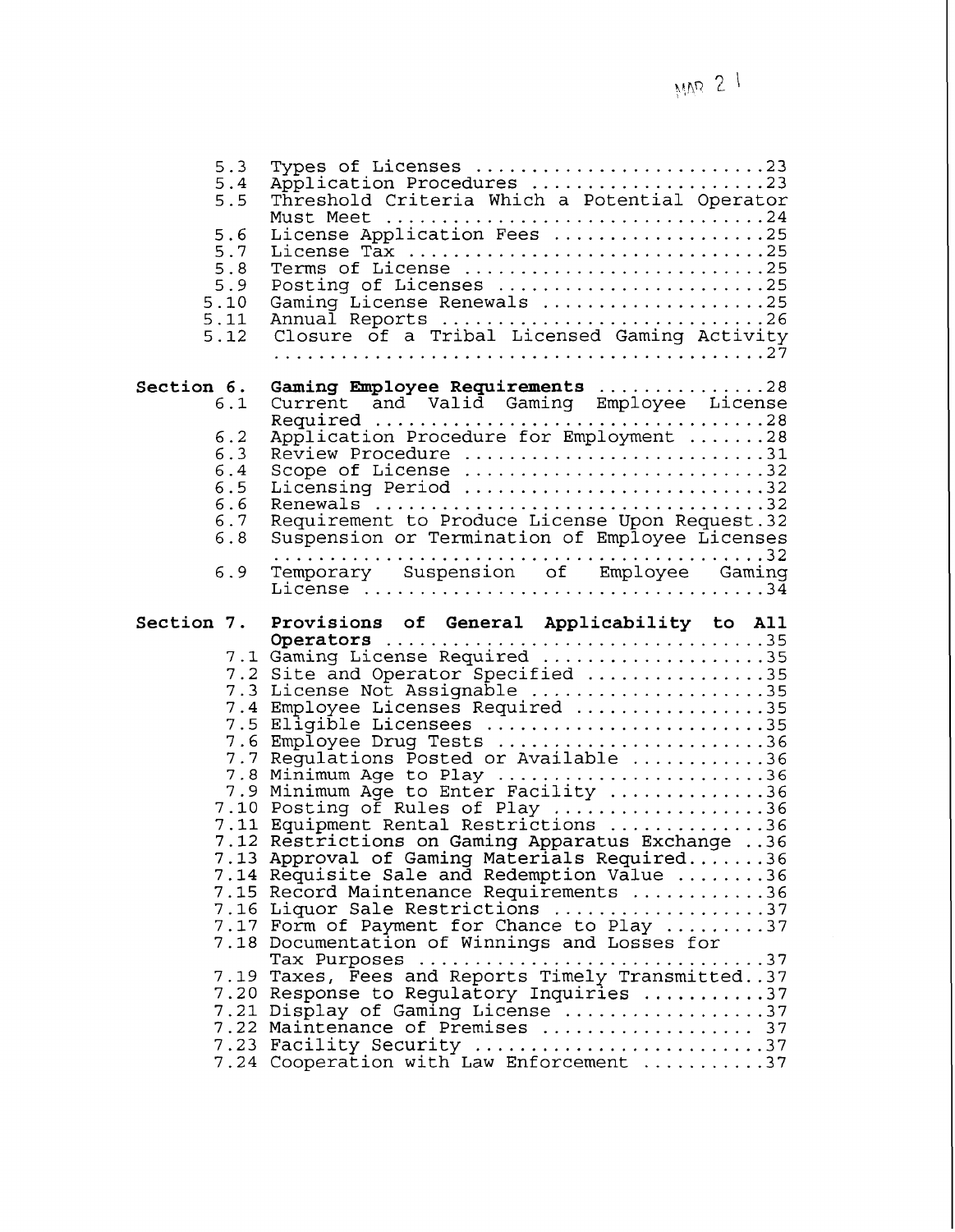| | | |
|---|---|---|
| 5.3 | Types of Licenses | 23 |
| 5.4 | Application Procedures | 23 |
| 5.5 | Threshold Criteria Which a Potential Operator Must Meet | 24 |
| 5.6 | License Application Fees | 25 |
| 5.7 | License Tax | 25 |
| 5.8 | Terms of License | 25 |
| 5.9 | Posting of Licenses | 25 |
| 5.10 | Gaming License Renewals | 25 |
| 5.11 | Annual Reports | 26 |
| 5.12 | Closure of a Tribal Licensed Gaming Activity | 27 |
| **Section 6.** | **Gaming Employee Requirements** | 28 |
| 6.1 | Current and Valid Gaming Employee License Required | 28 |
| 6.2 | Application Procedure for Employment | 28 |
| 6.3 | Review Procedure | 31 |
| 6.4 | Scope of License | 32 |
| 6.5 | Licensing Period | 32 |
| 6.6 | Renewals | 32 |
| 6.7 | Requirement to Produce License Upon Request | 32 |
| 6.8 | Suspension or Termination of Employee Licenses | 32 |
| 6.9 | Temporary Suspension of Employee Gaming License | 34 |
| **Section 7.** | **Provisions of General Applicability to All Operators** | 35 |
| 7.1 | Gaming License Required | 35 |
| 7.2 | Site and Operator Specified | 35 |
| 7.3 | License Not Assignable | 35 |
| 7.4 | Employee Licenses Required | 35 |
| 7.5 | Eligible Licensees | 35 |
| 7.6 | Employee Drug Tests | 36 |
| 7.7 | Regulations Posted or Available | 36 |
| 7.8 | Minimum Age to Play | 36 |
| 7.9 | Minimum Age to Enter Facility | 36 |
| 7.10 | Posting of Rules of Play | 36 |
| 7.11 | Equipment Rental Restrictions | 36 |
| 7.12 | Restrictions on Gaming Apparatus Exchange | 36 |
| 7.13 | Approval of Gaming Materials Required | 36 |
| 7.14 | Requisite Sale and Redemption Value | 36 |
| 7.15 | Record Maintenance Requirements | 36 |
| 7.16 | Liquor Sale Restrictions | 37 |
| 7.17 | Form of Payment for Chance to Play | 37 |
| 7.18 | Documentation of Winnings and Losses for Tax Purposes | 37 |
| 7.19 | Taxes, Fees and Reports Timely Transmitted | 37 |
| 7.20 | Response to Regulatory Inquiries | 37 |
| 7.21 | Display of Gaming License | 37 |
| 7.22 | Maintenance of Premises | 37 |
| 7.23 | Facility Security | 37 |
| 7.24 | Cooperation with Law Enforcement | 37 |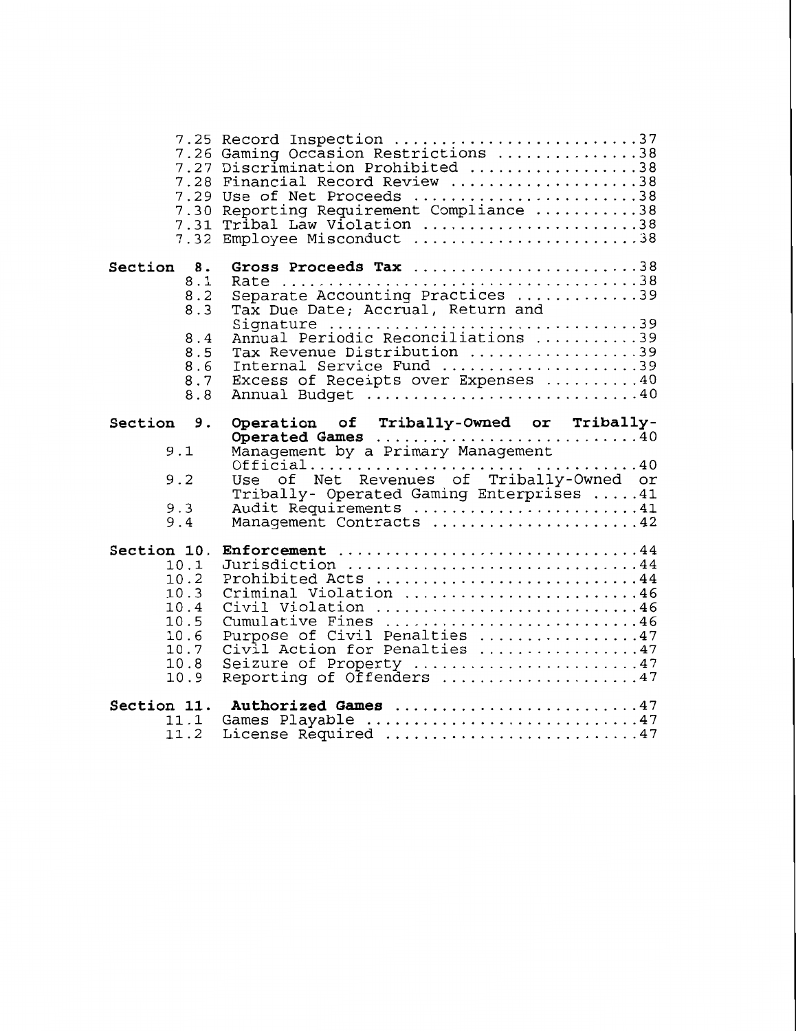| | | |
|---|---|---|
| 7.25 | Record Inspection | 37 |
| 7.26 | Gaming Occasion Restrictions | 38 |
| 7.27 | Discrimination Prohibited | 38 |
| 7.28 | Financial Record Review | 38 |
| 7.29 | Use of Net Proceeds | 38 |
| 7.30 | Reporting Requirement Compliance | 38 |
| 7.31 | Tribal Law Violation | 38 |
| 7.32 | Employee Misconduct | 38 |
| **Section 8.** | **Gross Proceeds Tax** | 38 |
| 8.1 | Rate | 38 |
| 8.2 | Separate Accounting Practices | 39 |
| 8.3 | Tax Due Date; Accrual, Return and Signature | 39 |
| 8.4 | Annual Periodic Reconciliations | 39 |
| 8.5 | Tax Revenue Distribution | 39 |
| 8.6 | Internal Service Fund | 39 |
| 8.7 | Excess of Receipts over Expenses | 40 |
| 8.8 | Annual Budget | 40 |
| **Section 9.** | **Operation of Tribally-Owned or Tribally-Operated Games** | 40 |
| 9.1 | Management by a Primary Management Official | 40 |
| 9.2 | Use of Net Revenues of Tribally-Owned or Tribally- Operated Gaming Enterprises | 41 |
| 9.3 | Audit Requirements | 41 |
| 9.4 | Management Contracts | 42 |
| **Section 10.** | **Enforcement** | 44 |
| 10.1 | Jurisdiction | 44 |
| 10.2 | Prohibited Acts | 44 |
| 10.3 | Criminal Violation | 46 |
| 10.4 | Civil Violation | 46 |
| 10.5 | Cumulative Fines | 46 |
| 10.6 | Purpose of Civil Penalties | 47 |
| 10.7 | Civil Action for Penalties | 47 |
| 10.8 | Seizure of Property | 47 |
| 10.9 | Reporting of Offenders | 47 |
| **Section 11.** | **Authorized Games** | 47 |
| 11.1 | Games Playable | 47 |
| 11.2 | License Required | 47 |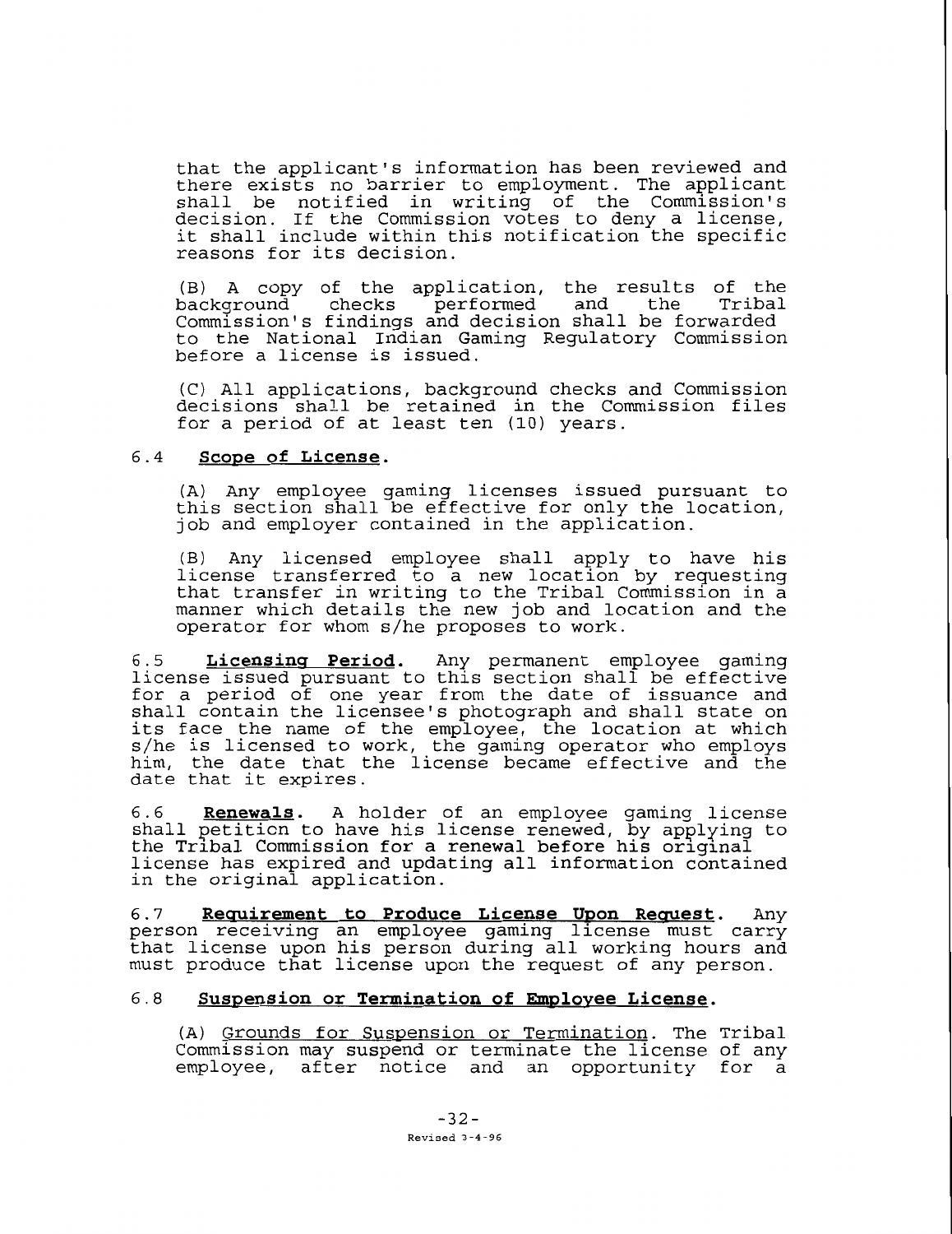that the applicant's information has been reviewed and there exists no barrier to employment. The applicant shall be notified in writing of the Commission's decision. If the Commission votes to deny a license, it shall include within this notification the specific reasons for its decision.

(B) A copy of the application, the results of the background checks performed and the Tribal Commission's findings and decision shall be forwarded to the National Indian Gaming Regulatory Commission before a license is issued.

(C) All applications, background checks and Commission decisions shall be retained in the Commission files for a period of at least ten (10) years.

6.4 **Scope of License.**

(A) Any employee gaming licenses issued pursuant to this section shall be effective for only the location, job and employer contained in the application.

(B) Any licensed employee shall apply to have his license transferred to a new location by requesting that transfer in writing to the Tribal Commission in a manner which details the new job and location and the operator for whom s/he proposes to work.

6.5 **Licensing Period.** Any permanent employee gaming license issued pursuant to this section shall be effective for a period of one year from the date of issuance and shall contain the licensee's photograph and shall state on its face the name of the employee, the location at which s/he is licensed to work, the gaming operator who employs him, the date that the license became effective and the date that it expires.

6.6 **Renewals.** A holder of an employee gaming license shall petition to have his license renewed, by applying to the Tribal Commission for a renewal before his original license has expired and updating all information contained in the original application.

6.7 **Requirement to Produce License Upon Request.** Any person receiving an employee gaming license must carry that license upon his person during all working hours and must produce that license upon the request of any person.

6.8 **Suspension or Termination of Employee License.**

(A) Grounds for Suspension or Termination. The Tribal Commission may suspend or terminate the license of any employee, after notice and an opportunity for a

Revised 3-4-96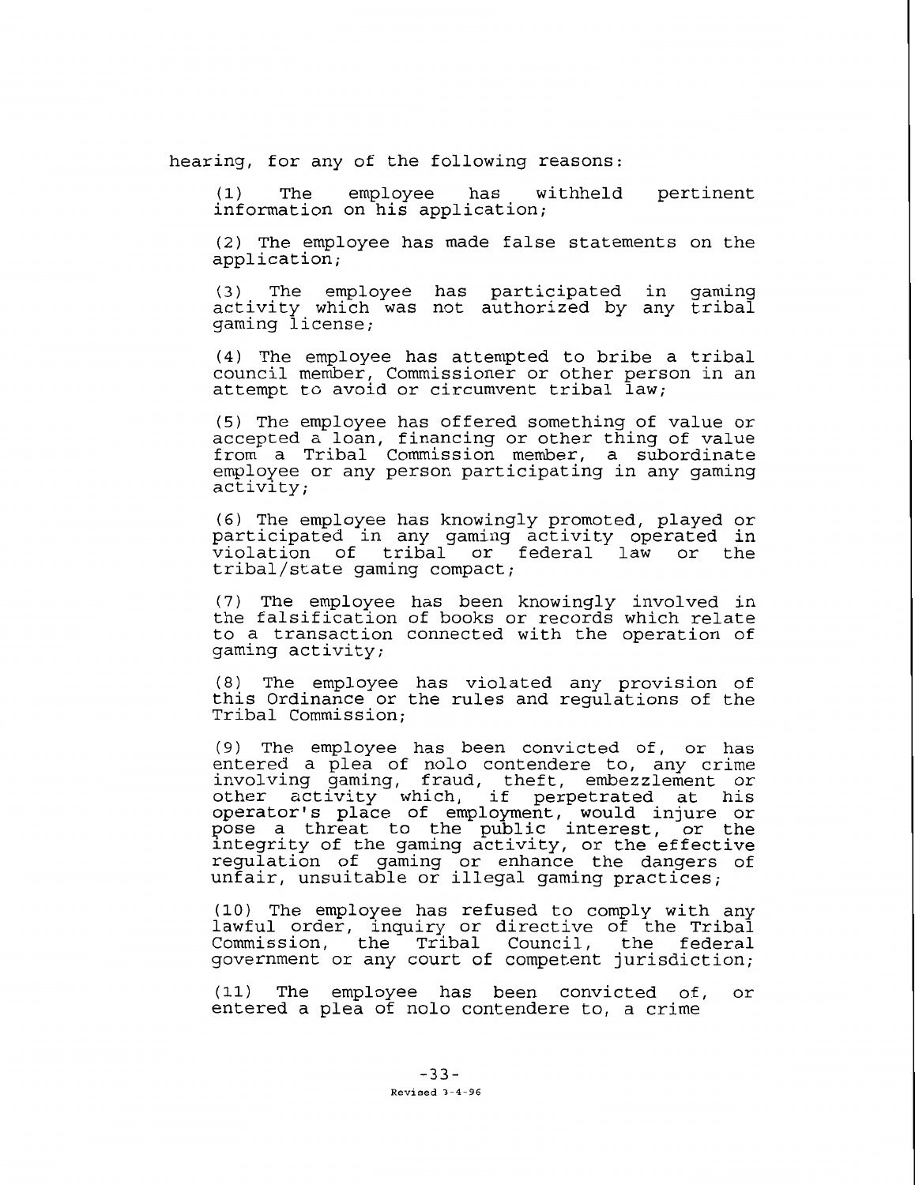hearing, for any of the following reasons:

(1) The employee has withheld pertinent information on his application;

(2) The employee has made false statements on the application;

(3) The employee has participated in gaming activity which was not authorized by any tribal gaming license;

(4) The employee has attempted to bribe a tribal council member, Commissioner or other person in an attempt to avoid or circumvent tribal law;

(5) The employee has offered something of value or accepted a loan, financing or other thing of value from a Tribal Commission member, a subordinate employee or any person participating in any gaming activity;

(6) The employee has knowingly promoted, played or participated in any gaming activity operated in violation of tribal or federal law or the tribal/state gaming compact;

(7) The employee has been knowingly involved in the falsification of books or records which relate to a transaction connected with the operation of gaming activity;

(8) The employee has violated any provision of this Ordinance or the rules and regulations of the Tribal Commission;

(9) The employee has been convicted of, or has entered a plea of nolo contendere to, any crime involving gaming, fraud, theft, embezzlement or other activity which, if perpetrated at his operator's place of employment, would injure or pose a threat to the public interest, or the integrity of the gaming activity, or the effective regulation of gaming or enhance the dangers of unfair, unsuitable or illegal gaming practices;

(10) The employee has refused to comply with any lawful order, inquiry or directive of the Tribal Commission, the Tribal Council, the federal government or any court of competent jurisdiction;

(11) The employee has been convicted of, or entered a plea of nolo contendere to, a crime

Revised 3-4-96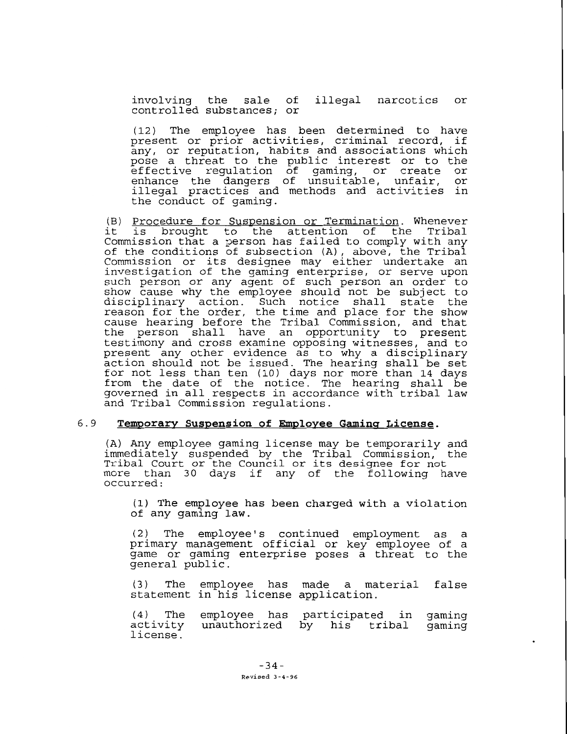involving the sale of illegal narcotics or controlled substances; or

(12) The employee has been determined to have present or prior activities, criminal record, if any, or reputation, habits and associations which pose a threat to the public interest or to the effective regulation of gaming, or create or enhance the dangers of unsuitable, unfair, or illegal practices and methods and activities in the conduct of gaming.

(B) Procedure for Suspension or Termination. Whenever it is brought to the attention of the Tribal Commission that a person has failed to comply with any of the conditions of subsection (A), above, the Tribal Commission or its designee may either undertake an investigation of the gaming enterprise, or serve upon such person or any agent of such person an order to show cause why the employee should not be subject to disciplinary action. Such notice shall state the reason for the order, the time and place for the show cause hearing before the Tribal Commission, and that the person shall have an opportunity to present testimony and cross examine opposing witnesses, and to present any other evidence as to why a disciplinary action should not be issued. The hearing shall be set for not less than ten (10) days nor more than 14 days from the date of the notice. The hearing shall be governed in all respects in accordance with tribal law and Tribal Commission regulations.

## 6.9 **Temporary Suspension of Employee Gaming License.**

(A) Any employee gaming license may be temporarily and immediately suspended by the Tribal Commission, the Tribal Court or the Council or its designee for not more than 30 days if any of the following have occurred:

(1) The employee has been charged with a violation of any gaming law.

(2) The employee's continued employment as a primary management official or key employee of a game or gaming enterprise poses a threat to the general public.

(3) The employee has made a material false statement in his license application.

(4) The employee has participated in gaming activity unauthorized by his tribal gaming license.

Revised 3-4-96